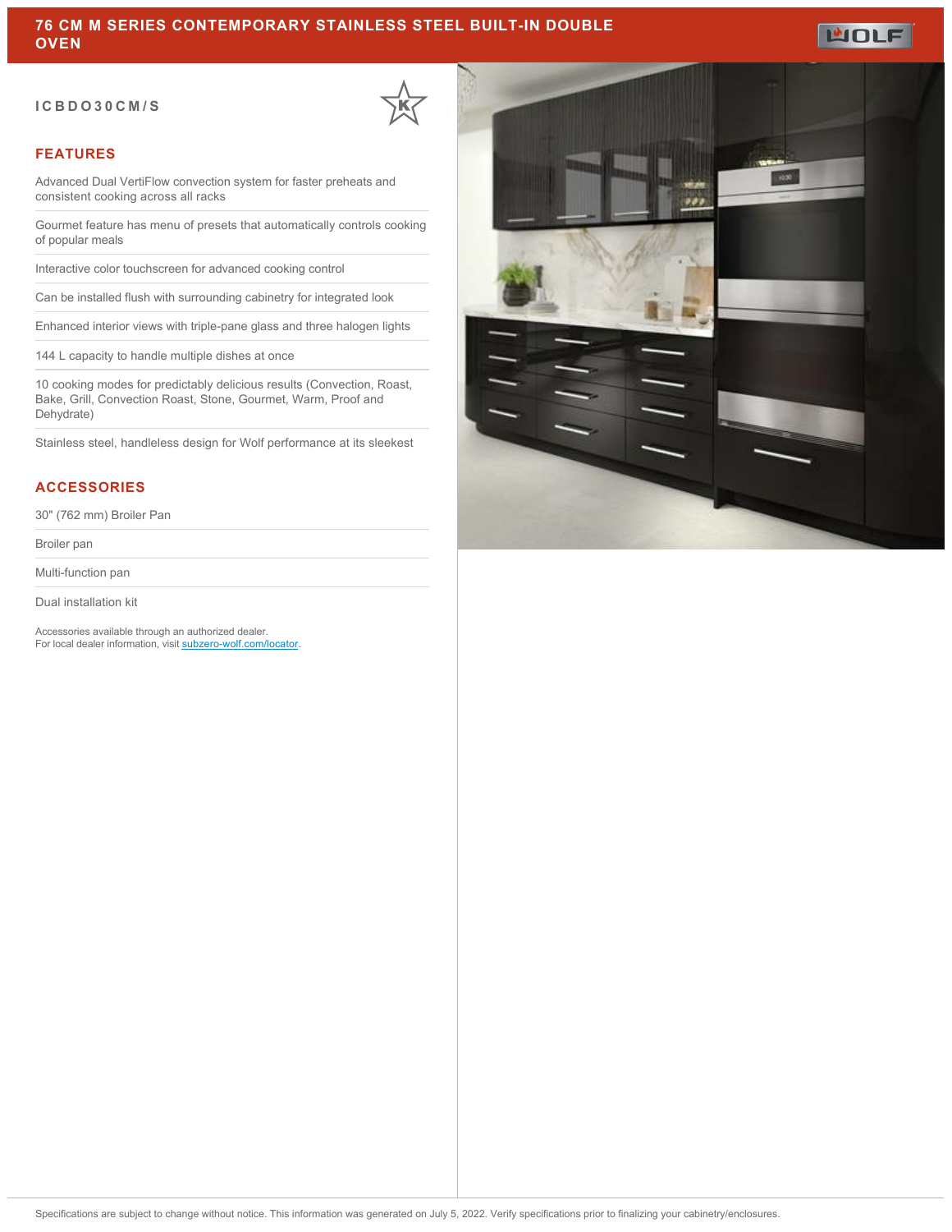# 76 CM M SERIES CONTEMPORARY STAINLESS STEEL BUILT-IN DOUBLE OVEN

ICBDO30CM/S

## FEATURES

- Advanced Dual VertiFlow convection system for faster preheats and consistent cooking across all racks
- Gourmet feature has menu of presets that automatically controls cooking of popular meals
- Interactive color touchscreen for advanced cooking control
- Can be installed flush with surrounding cabinetry for integrated look
- Enhanced interior views with triple-pane glass and three halogen lights
- 144 L capacity to handle multiple dishes at once
- 10 cooking modes for predictably delicious results (Convection, Roast, Bake, Grill, Convection Roast, Stone, Gourmet, Warm, Proof and Dehydrate)
- Stainless steel, handleless design for Wolf performance at its sleekest

## ACCESSORIES

- 30" (762 mm) Broiler Pan
- Broiler pan
- Multi-function pan
- Dual installation kit

Accessories available through an authorized dealer.
For local dealer information, visit subzero-wolf.com/locator.

Specifications are subject to change without notice. This information was generated on July 5, 2022. Verify specifications prior to finalizing your cabinetry/enclosures.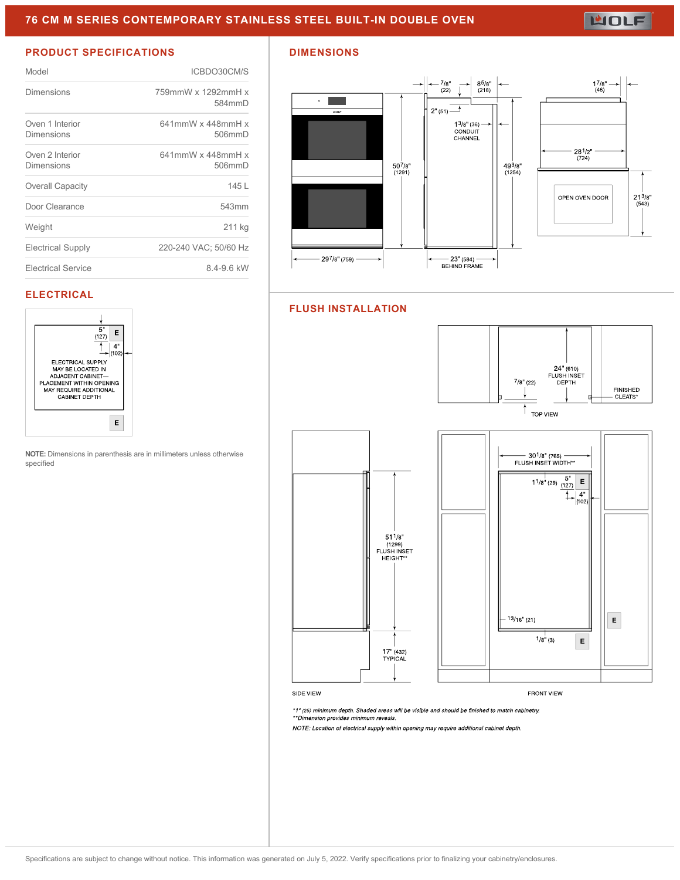# 76 CM M SERIES CONTEMPORARY STAINLESS STEEL BUILT-IN DOUBLE OVEN

## PRODUCT SPECIFICATIONS

| | |
|---|---|
| Model | ICBDO30CM/S |
| Dimensions | 759mmW x 1292mmH x 584mmD |
| Oven 1 Interior Dimensions | 641mmW x 448mmH x 506mmD |
| Oven 2 Interior Dimensions | 641mmW x 448mmH x 506mmD |
| Overall Capacity | 145 L |
| Door Clearance | 543mm |
| Weight | 211 kg |
| Electrical Supply | 220-240 VAC; 50/60 Hz |
| Electrical Service | 8.4-9.6 kW |

## ELECTRICAL

5" (127)
E
4" (102)
ELECTRICAL SUPPLY MAY BE LOCATED IN ADJACENT CABINET— PLACEMENT WITHIN OPENING MAY REQUIRE ADDITIONAL CABINET DEPTH
E

**NOTE:** Dimensions in parenthesis are in millimeters unless otherwise specified

## DIMENSIONS

7/8" (22)
8 5/8" (218)
2" (51)
1 3/8" (36) CONDUIT CHANNEL
50 7/8" (1291)
49 3/8" (1254)
29 7/8" (759)
23" (584) BEHIND FRAME
1 7/8" (46)
28 1/2" (724)
OPEN OVEN DOOR
21 3/8" (543)

## FLUSH INSTALLATION

24" (610) FLUSH INSET DEPTH
7/8" (22)
FINISHED CLEATS*
TOP VIEW

51 1/8" (1299) FLUSH INSET HEIGHT**
17" (432) TYPICAL
SIDE VIEW

30 1/8" (765) FLUSH INSET WIDTH**
1 1/8" (29)
5" (127)
4" (102)
E
13/16" (21)
1/8" (3)
E
E
FRONT VIEW

*\*1" (25) minimum depth. Shaded areas will be visible and should be finished to match cabinetry.*
*\*\*Dimension provides minimum reveals.*
*NOTE: Location of electrical supply within opening may require additional cabinet depth.*

Specifications are subject to change without notice. This information was generated on July 5, 2022. Verify specifications prior to finalizing your cabinetry/enclosures.